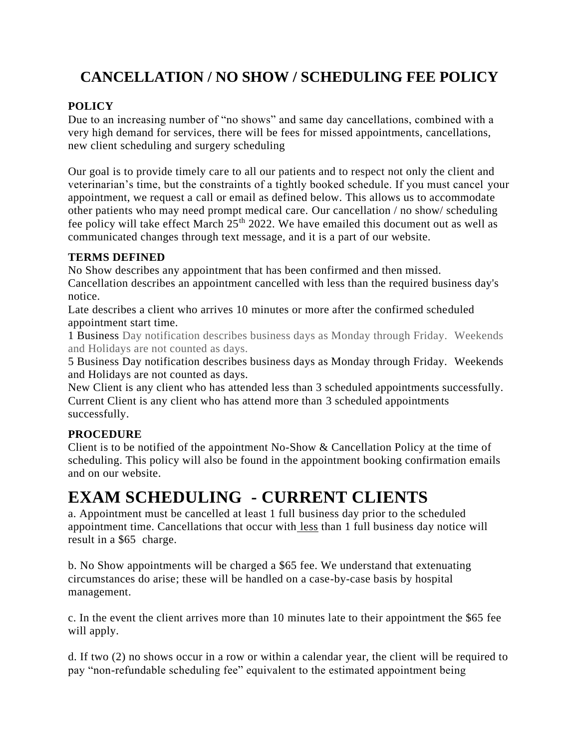# CANCELLATION / NO SHOW / SCHEDULING FEE POLICY

**POLICY**

Due to an increasing number of "no shows" and same day cancellations, combined with a very high demand for services, there will be fees for missed appointments, cancellations, new client scheduling and surgery scheduling

Our goal is to provide timely care to all our patients and to respect not only the client and veterinarian's time, but the constraints of a tightly booked schedule. If you must cancel your appointment, we request a call or email as defined below. This allows us to accommodate other patients who may need prompt medical care. Our cancellation / no show/ scheduling fee policy will take effect March 25th 2022. We have emailed this document out as well as communicated changes through text message, and it is a part of our website.

**TERMS DEFINED**

No Show describes any appointment that has been confirmed and then missed.
Cancellation describes an appointment cancelled with less than the required business day's notice.
Late describes a client who arrives 10 minutes or more after the confirmed scheduled appointment start time.
1 Business Day notification describes business days as Monday through Friday. Weekends and Holidays are not counted as days.
5 Business Day notification describes business days as Monday through Friday. Weekends and Holidays are not counted as days.
New Client is any client who has attended less than 3 scheduled appointments successfully.
Current Client is any client who has attend more than 3 scheduled appointments successfully.

**PROCEDURE**

Client is to be notified of the appointment No-Show & Cancellation Policy at the time of scheduling. This policy will also be found in the appointment booking confirmation emails and on our website.

# EXAM SCHEDULING - CURRENT CLIENTS

a. Appointment must be cancelled at least 1 full business day prior to the scheduled appointment time. Cancellations that occur with less than 1 full business day notice will result in a $65 charge.

b. No Show appointments will be charged a $65 fee. We understand that extenuating circumstances do arise; these will be handled on a case-by-case basis by hospital management.

c. In the event the client arrives more than 10 minutes late to their appointment the $65 fee will apply.

d. If two (2) no shows occur in a row or within a calendar year, the client will be required to pay "non-refundable scheduling fee" equivalent to the estimated appointment being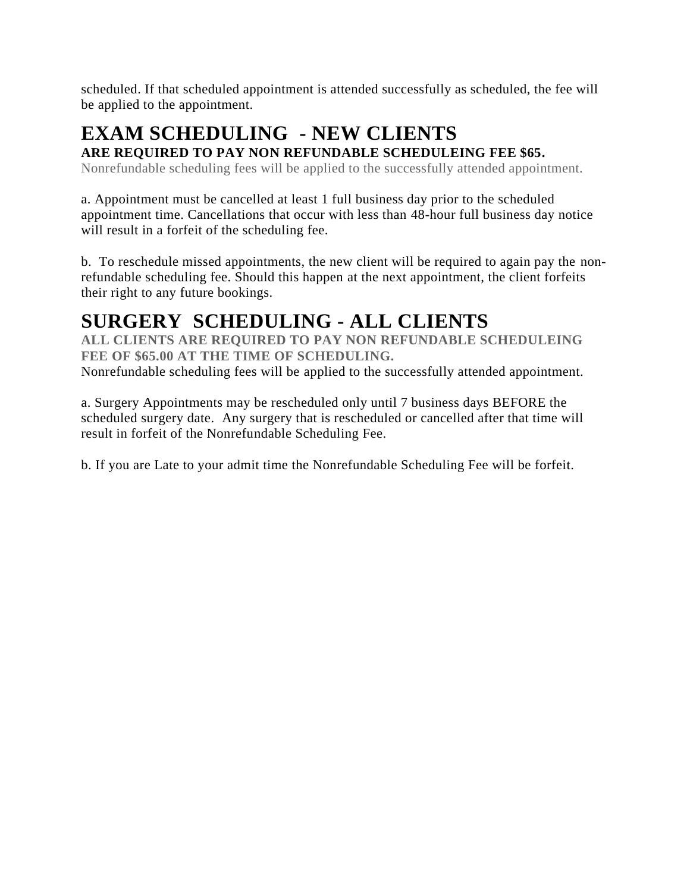scheduled. If that scheduled appointment is attended successfully as scheduled, the fee will be applied to the appointment.

# EXAM SCHEDULING  - NEW CLIENTS

**ARE REQUIRED TO PAY NON REFUNDABLE SCHEDULEING FEE $65.**

Nonrefundable scheduling fees will be applied to the successfully attended appointment.

a. Appointment must be cancelled at least 1 full business day prior to the scheduled appointment time. Cancellations that occur with less than 48-hour full business day notice will result in a forfeit of the scheduling fee.

b.  To reschedule missed appointments, the new client will be required to again pay the non-refundable scheduling fee. Should this happen at the next appointment, the client forfeits their right to any future bookings.

# SURGERY  SCHEDULING - ALL CLIENTS

**ALL CLIENTS ARE REQUIRED TO PAY NON REFUNDABLE SCHEDULEING FEE OF $65.00 AT THE TIME OF SCHEDULING.**

Nonrefundable scheduling fees will be applied to the successfully attended appointment.

a. Surgery Appointments may be rescheduled only until 7 business days BEFORE the scheduled surgery date.  Any surgery that is rescheduled or cancelled after that time will result in forfeit of the Nonrefundable Scheduling Fee.

b. If you are Late to your admit time the Nonrefundable Scheduling Fee will be forfeit.